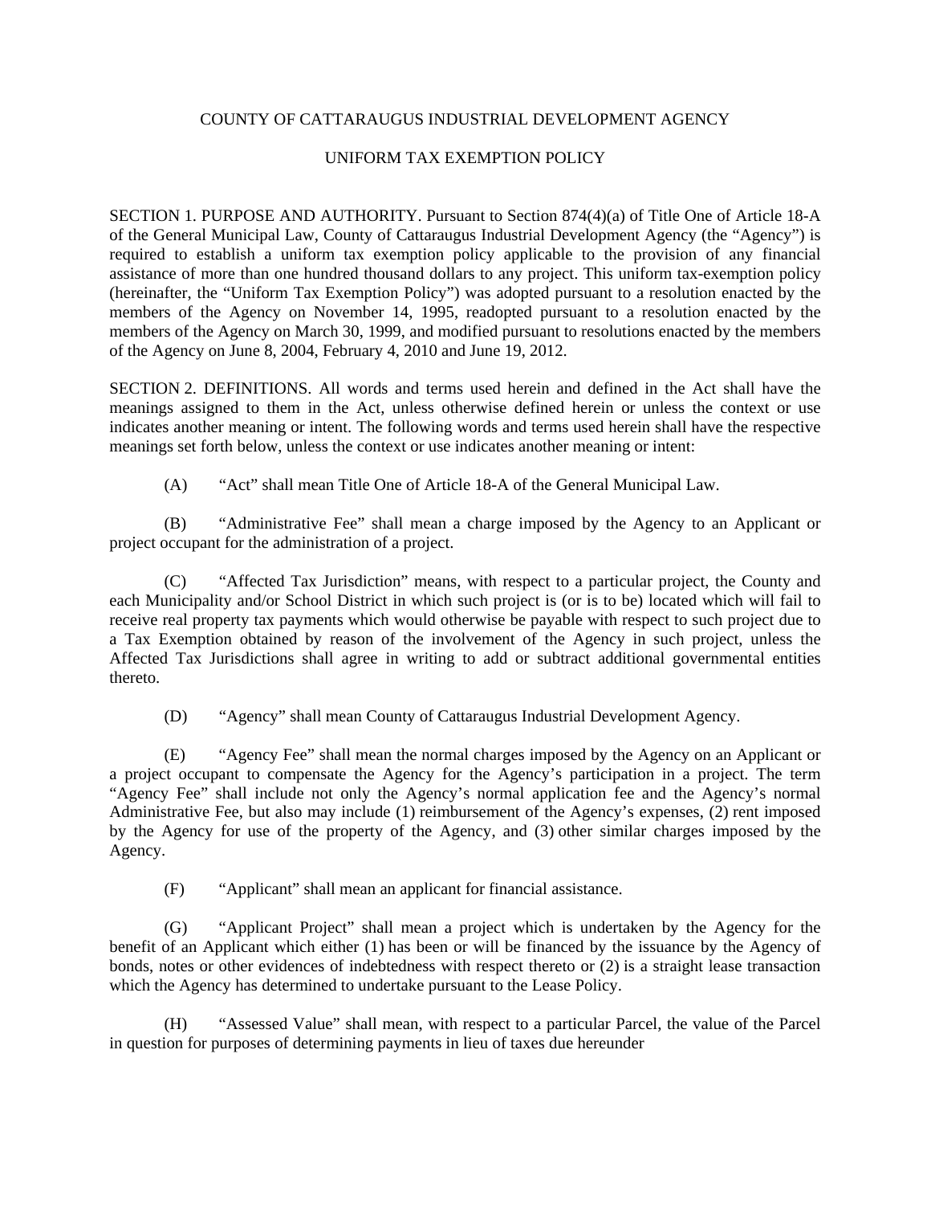# COUNTY OF CATTARAUGUS INDUSTRIAL DEVELOPMENT AGENCY

## UNIFORM TAX EXEMPTION POLICY

SECTION 1. PURPOSE AND AUTHORITY. Pursuant to Section 874(4)(a) of Title One of Article 18-A of the General Municipal Law, County of Cattaraugus Industrial Development Agency (the "Agency") is required to establish a uniform tax exemption policy applicable to the provision of any financial assistance of more than one hundred thousand dollars to any project. This uniform tax-exemption policy (hereinafter, the "Uniform Tax Exemption Policy") was adopted pursuant to a resolution enacted by the members of the Agency on November 14, 1995, readopted pursuant to a resolution enacted by the members of the Agency on March 30, 1999, and modified pursuant to resolutions enacted by the members of the Agency on June 8, 2004, February 4, 2010 and June 19, 2012.

SECTION 2. DEFINITIONS. All words and terms used herein and defined in the Act shall have the meanings assigned to them in the Act, unless otherwise defined herein or unless the context or use indicates another meaning or intent. The following words and terms used herein shall have the respective meanings set forth below, unless the context or use indicates another meaning or intent:

(A) "Act" shall mean Title One of Article 18-A of the General Municipal Law.

(B) "Administrative Fee" shall mean a charge imposed by the Agency to an Applicant or project occupant for the administration of a project.

(C) "Affected Tax Jurisdiction" means, with respect to a particular project, the County and each Municipality and/or School District in which such project is (or is to be) located which will fail to receive real property tax payments which would otherwise be payable with respect to such project due to a Tax Exemption obtained by reason of the involvement of the Agency in such project, unless the Affected Tax Jurisdictions shall agree in writing to add or subtract additional governmental entities thereto.

(D) "Agency" shall mean County of Cattaraugus Industrial Development Agency.

(E) "Agency Fee" shall mean the normal charges imposed by the Agency on an Applicant or a project occupant to compensate the Agency for the Agency's participation in a project. The term "Agency Fee" shall include not only the Agency's normal application fee and the Agency's normal Administrative Fee, but also may include (1) reimbursement of the Agency's expenses, (2) rent imposed by the Agency for use of the property of the Agency, and (3) other similar charges imposed by the Agency.

(F) "Applicant" shall mean an applicant for financial assistance.

(G) "Applicant Project" shall mean a project which is undertaken by the Agency for the benefit of an Applicant which either (1) has been or will be financed by the issuance by the Agency of bonds, notes or other evidences of indebtedness with respect thereto or (2) is a straight lease transaction which the Agency has determined to undertake pursuant to the Lease Policy.

(H) "Assessed Value" shall mean, with respect to a particular Parcel, the value of the Parcel in question for purposes of determining payments in lieu of taxes due hereunder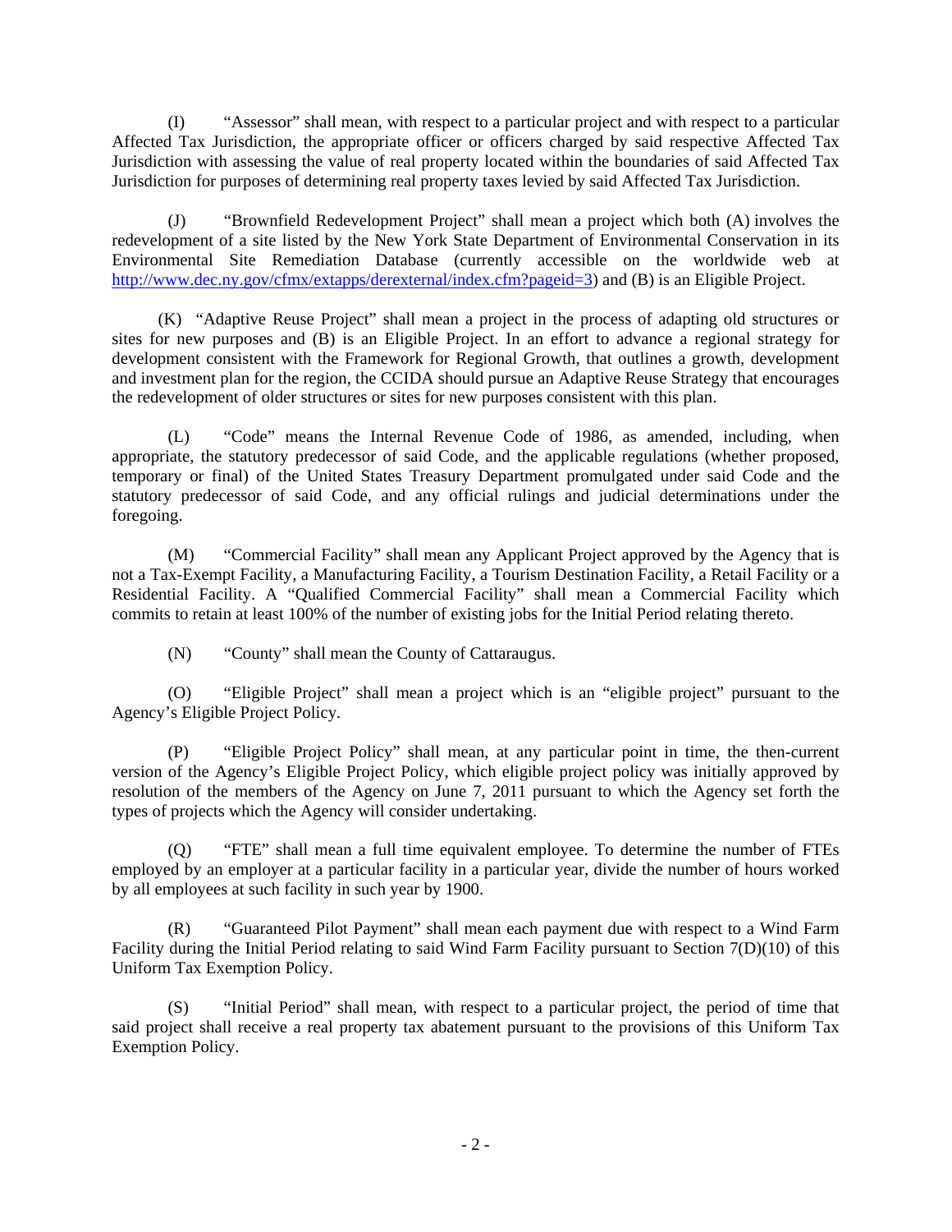(I) “Assessor” shall mean, with respect to a particular project and with respect to a particular Affected Tax Jurisdiction, the appropriate officer or officers charged by said respective Affected Tax Jurisdiction with assessing the value of real property located within the boundaries of said Affected Tax Jurisdiction for purposes of determining real property taxes levied by said Affected Tax Jurisdiction.

(J) “Brownfield Redevelopment Project” shall mean a project which both (A) involves the redevelopment of a site listed by the New York State Department of Environmental Conservation in its Environmental Site Remediation Database (currently accessible on the worldwide web at http://www.dec.ny.gov/cfmx/extapps/derexternal/index.cfm?pageid=3) and (B) is an Eligible Project.

(K) “Adaptive Reuse Project” shall mean a project in the process of adapting old structures or sites for new purposes and (B) is an Eligible Project. In an effort to advance a regional strategy for development consistent with the Framework for Regional Growth, that outlines a growth, development and investment plan for the region, the CCIDA should pursue an Adaptive Reuse Strategy that encourages the redevelopment of older structures or sites for new purposes consistent with this plan.

(L) “Code” means the Internal Revenue Code of 1986, as amended, including, when appropriate, the statutory predecessor of said Code, and the applicable regulations (whether proposed, temporary or final) of the United States Treasury Department promulgated under said Code and the statutory predecessor of said Code, and any official rulings and judicial determinations under the foregoing.

(M) “Commercial Facility” shall mean any Applicant Project approved by the Agency that is not a Tax-Exempt Facility, a Manufacturing Facility, a Tourism Destination Facility, a Retail Facility or a Residential Facility. A “Qualified Commercial Facility” shall mean a Commercial Facility which commits to retain at least 100% of the number of existing jobs for the Initial Period relating thereto.

(N) “County” shall mean the County of Cattaraugus.

(O) “Eligible Project” shall mean a project which is an “eligible project” pursuant to the Agency’s Eligible Project Policy.

(P) “Eligible Project Policy” shall mean, at any particular point in time, the then-current version of the Agency’s Eligible Project Policy, which eligible project policy was initially approved by resolution of the members of the Agency on June 7, 2011 pursuant to which the Agency set forth the types of projects which the Agency will consider undertaking.

(Q) “FTE” shall mean a full time equivalent employee. To determine the number of FTEs employed by an employer at a particular facility in a particular year, divide the number of hours worked by all employees at such facility in such year by 1900.

(R) “Guaranteed Pilot Payment” shall mean each payment due with respect to a Wind Farm Facility during the Initial Period relating to said Wind Farm Facility pursuant to Section 7(D)(10) of this Uniform Tax Exemption Policy.

(S) “Initial Period” shall mean, with respect to a particular project, the period of time that said project shall receive a real property tax abatement pursuant to the provisions of this Uniform Tax Exemption Policy.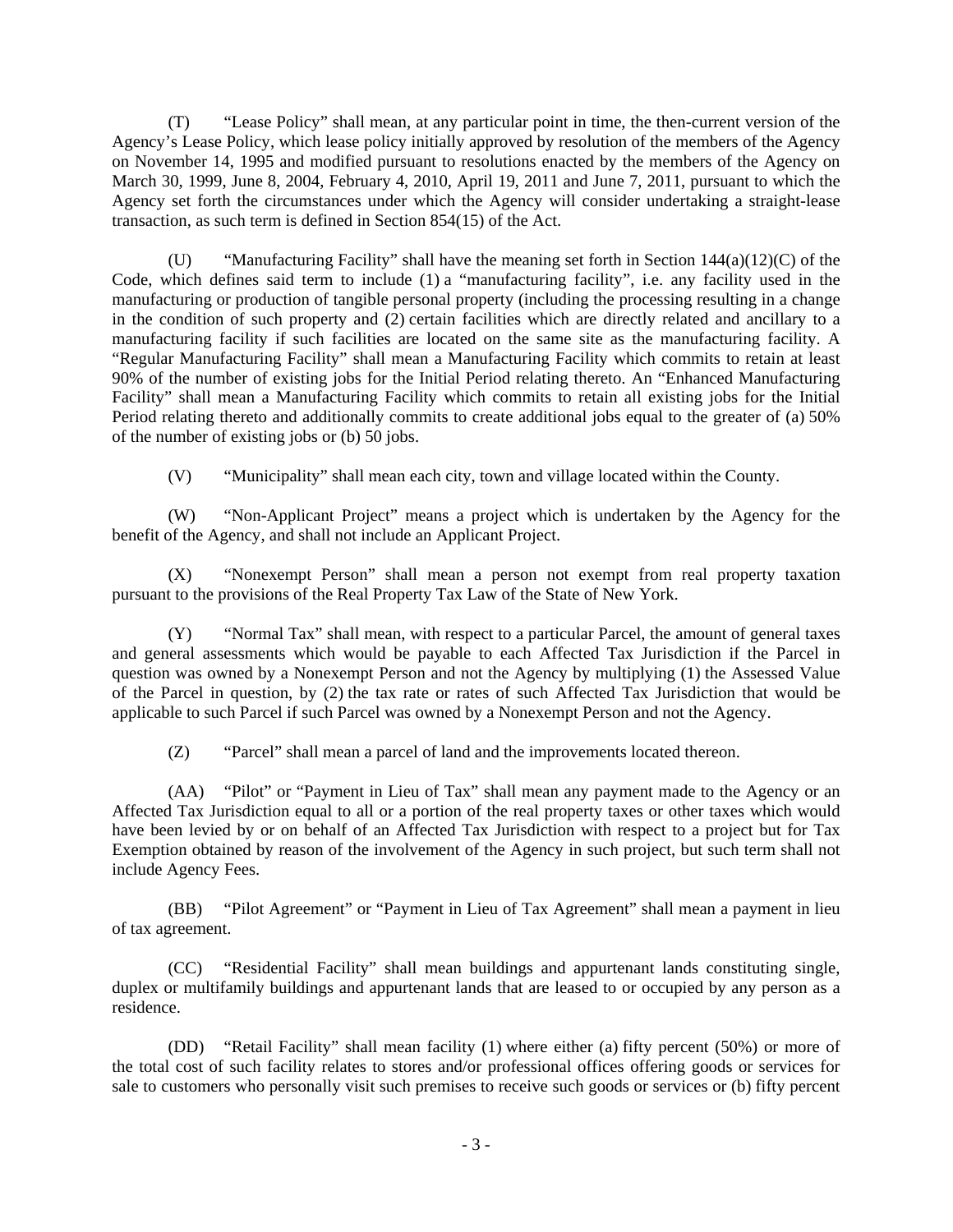(T) "Lease Policy" shall mean, at any particular point in time, the then-current version of the Agency's Lease Policy, which lease policy initially approved by resolution of the members of the Agency on November 14, 1995 and modified pursuant to resolutions enacted by the members of the Agency on March 30, 1999, June 8, 2004, February 4, 2010, April 19, 2011 and June 7, 2011, pursuant to which the Agency set forth the circumstances under which the Agency will consider undertaking a straight-lease transaction, as such term is defined in Section 854(15) of the Act.

(U) "Manufacturing Facility" shall have the meaning set forth in Section 144(a)(12)(C) of the Code, which defines said term to include (1) a "manufacturing facility", i.e. any facility used in the manufacturing or production of tangible personal property (including the processing resulting in a change in the condition of such property and (2) certain facilities which are directly related and ancillary to a manufacturing facility if such facilities are located on the same site as the manufacturing facility. A "Regular Manufacturing Facility" shall mean a Manufacturing Facility which commits to retain at least 90% of the number of existing jobs for the Initial Period relating thereto. An "Enhanced Manufacturing Facility" shall mean a Manufacturing Facility which commits to retain all existing jobs for the Initial Period relating thereto and additionally commits to create additional jobs equal to the greater of (a) 50% of the number of existing jobs or (b) 50 jobs.

(V) "Municipality" shall mean each city, town and village located within the County.

(W) "Non-Applicant Project" means a project which is undertaken by the Agency for the benefit of the Agency, and shall not include an Applicant Project.

(X) "Nonexempt Person" shall mean a person not exempt from real property taxation pursuant to the provisions of the Real Property Tax Law of the State of New York.

(Y) "Normal Tax" shall mean, with respect to a particular Parcel, the amount of general taxes and general assessments which would be payable to each Affected Tax Jurisdiction if the Parcel in question was owned by a Nonexempt Person and not the Agency by multiplying (1) the Assessed Value of the Parcel in question, by (2) the tax rate or rates of such Affected Tax Jurisdiction that would be applicable to such Parcel if such Parcel was owned by a Nonexempt Person and not the Agency.

(Z) "Parcel" shall mean a parcel of land and the improvements located thereon.

(AA) "Pilot" or "Payment in Lieu of Tax" shall mean any payment made to the Agency or an Affected Tax Jurisdiction equal to all or a portion of the real property taxes or other taxes which would have been levied by or on behalf of an Affected Tax Jurisdiction with respect to a project but for Tax Exemption obtained by reason of the involvement of the Agency in such project, but such term shall not include Agency Fees.

(BB) "Pilot Agreement" or "Payment in Lieu of Tax Agreement" shall mean a payment in lieu of tax agreement.

(CC) "Residential Facility" shall mean buildings and appurtenant lands constituting single, duplex or multifamily buildings and appurtenant lands that are leased to or occupied by any person as a residence.

(DD) "Retail Facility" shall mean facility (1) where either (a) fifty percent (50%) or more of the total cost of such facility relates to stores and/or professional offices offering goods or services for sale to customers who personally visit such premises to receive such goods or services or (b) fifty percent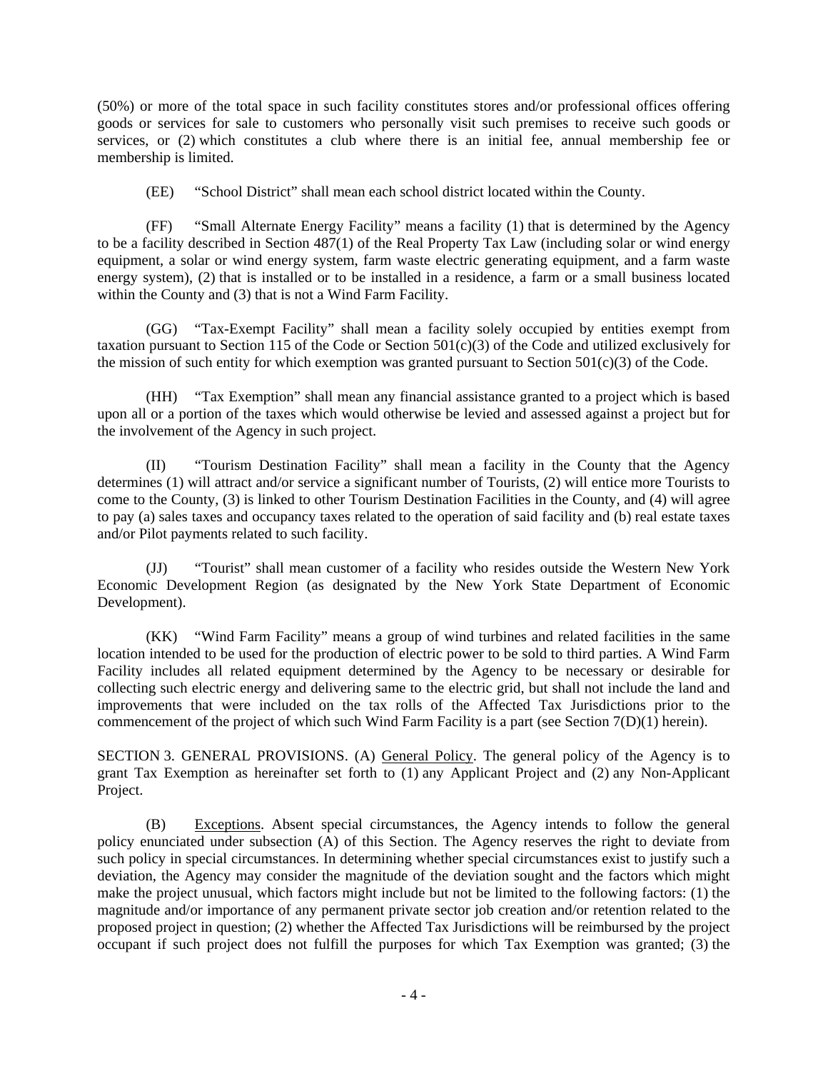(50%) or more of the total space in such facility constitutes stores and/or professional offices offering goods or services for sale to customers who personally visit such premises to receive such goods or services, or (2) which constitutes a club where there is an initial fee, annual membership fee or membership is limited.

(EE) "School District" shall mean each school district located within the County.

(FF) "Small Alternate Energy Facility" means a facility (1) that is determined by the Agency to be a facility described in Section 487(1) of the Real Property Tax Law (including solar or wind energy equipment, a solar or wind energy system, farm waste electric generating equipment, and a farm waste energy system), (2) that is installed or to be installed in a residence, a farm or a small business located within the County and (3) that is not a Wind Farm Facility.

(GG) "Tax-Exempt Facility" shall mean a facility solely occupied by entities exempt from taxation pursuant to Section 115 of the Code or Section 501(c)(3) of the Code and utilized exclusively for the mission of such entity for which exemption was granted pursuant to Section 501(c)(3) of the Code.

(HH) "Tax Exemption" shall mean any financial assistance granted to a project which is based upon all or a portion of the taxes which would otherwise be levied and assessed against a project but for the involvement of the Agency in such project.

(II) "Tourism Destination Facility" shall mean a facility in the County that the Agency determines (1) will attract and/or service a significant number of Tourists, (2) will entice more Tourists to come to the County, (3) is linked to other Tourism Destination Facilities in the County, and (4) will agree to pay (a) sales taxes and occupancy taxes related to the operation of said facility and (b) real estate taxes and/or Pilot payments related to such facility.

(JJ) "Tourist" shall mean customer of a facility who resides outside the Western New York Economic Development Region (as designated by the New York State Department of Economic Development).

(KK) "Wind Farm Facility" means a group of wind turbines and related facilities in the same location intended to be used for the production of electric power to be sold to third parties. A Wind Farm Facility includes all related equipment determined by the Agency to be necessary or desirable for collecting such electric energy and delivering same to the electric grid, but shall not include the land and improvements that were included on the tax rolls of the Affected Tax Jurisdictions prior to the commencement of the project of which such Wind Farm Facility is a part (see Section 7(D)(1) herein).

SECTION 3. GENERAL PROVISIONS. (A) General Policy. The general policy of the Agency is to grant Tax Exemption as hereinafter set forth to (1) any Applicant Project and (2) any Non-Applicant Project.

(B) Exceptions. Absent special circumstances, the Agency intends to follow the general policy enunciated under subsection (A) of this Section. The Agency reserves the right to deviate from such policy in special circumstances. In determining whether special circumstances exist to justify such a deviation, the Agency may consider the magnitude of the deviation sought and the factors which might make the project unusual, which factors might include but not be limited to the following factors: (1) the magnitude and/or importance of any permanent private sector job creation and/or retention related to the proposed project in question; (2) whether the Affected Tax Jurisdictions will be reimbursed by the project occupant if such project does not fulfill the purposes for which Tax Exemption was granted; (3) the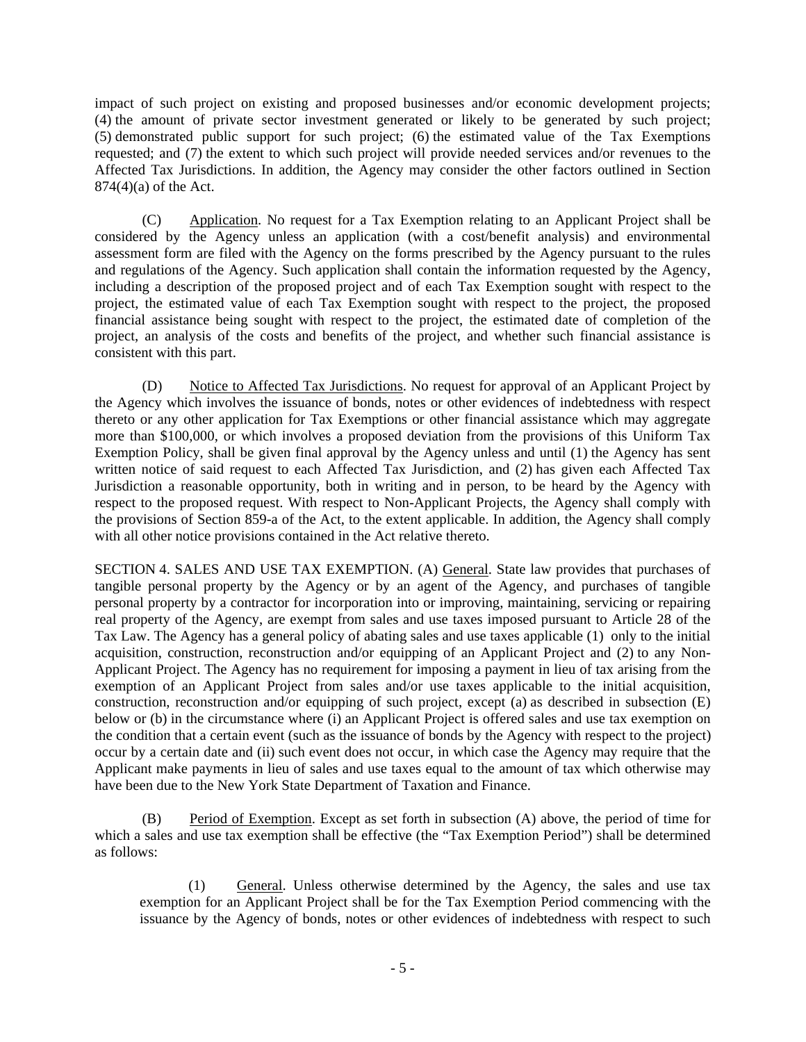impact of such project on existing and proposed businesses and/or economic development projects; (4) the amount of private sector investment generated or likely to be generated by such project; (5) demonstrated public support for such project; (6) the estimated value of the Tax Exemptions requested; and (7) the extent to which such project will provide needed services and/or revenues to the Affected Tax Jurisdictions. In addition, the Agency may consider the other factors outlined in Section 874(4)(a) of the Act.

(C) Application. No request for a Tax Exemption relating to an Applicant Project shall be considered by the Agency unless an application (with a cost/benefit analysis) and environmental assessment form are filed with the Agency on the forms prescribed by the Agency pursuant to the rules and regulations of the Agency. Such application shall contain the information requested by the Agency, including a description of the proposed project and of each Tax Exemption sought with respect to the project, the estimated value of each Tax Exemption sought with respect to the project, the proposed financial assistance being sought with respect to the project, the estimated date of completion of the project, an analysis of the costs and benefits of the project, and whether such financial assistance is consistent with this part.

(D) Notice to Affected Tax Jurisdictions. No request for approval of an Applicant Project by the Agency which involves the issuance of bonds, notes or other evidences of indebtedness with respect thereto or any other application for Tax Exemptions or other financial assistance which may aggregate more than $100,000, or which involves a proposed deviation from the provisions of this Uniform Tax Exemption Policy, shall be given final approval by the Agency unless and until (1) the Agency has sent written notice of said request to each Affected Tax Jurisdiction, and (2) has given each Affected Tax Jurisdiction a reasonable opportunity, both in writing and in person, to be heard by the Agency with respect to the proposed request. With respect to Non-Applicant Projects, the Agency shall comply with the provisions of Section 859-a of the Act, to the extent applicable. In addition, the Agency shall comply with all other notice provisions contained in the Act relative thereto.

SECTION 4. SALES AND USE TAX EXEMPTION. (A) General. State law provides that purchases of tangible personal property by the Agency or by an agent of the Agency, and purchases of tangible personal property by a contractor for incorporation into or improving, maintaining, servicing or repairing real property of the Agency, are exempt from sales and use taxes imposed pursuant to Article 28 of the Tax Law. The Agency has a general policy of abating sales and use taxes applicable (1) only to the initial acquisition, construction, reconstruction and/or equipping of an Applicant Project and (2) to any Non-Applicant Project. The Agency has no requirement for imposing a payment in lieu of tax arising from the exemption of an Applicant Project from sales and/or use taxes applicable to the initial acquisition, construction, reconstruction and/or equipping of such project, except (a) as described in subsection (E) below or (b) in the circumstance where (i) an Applicant Project is offered sales and use tax exemption on the condition that a certain event (such as the issuance of bonds by the Agency with respect to the project) occur by a certain date and (ii) such event does not occur, in which case the Agency may require that the Applicant make payments in lieu of sales and use taxes equal to the amount of tax which otherwise may have been due to the New York State Department of Taxation and Finance.

(B) Period of Exemption. Except as set forth in subsection (A) above, the period of time for which a sales and use tax exemption shall be effective (the "Tax Exemption Period") shall be determined as follows:

(1) General. Unless otherwise determined by the Agency, the sales and use tax exemption for an Applicant Project shall be for the Tax Exemption Period commencing with the issuance by the Agency of bonds, notes or other evidences of indebtedness with respect to such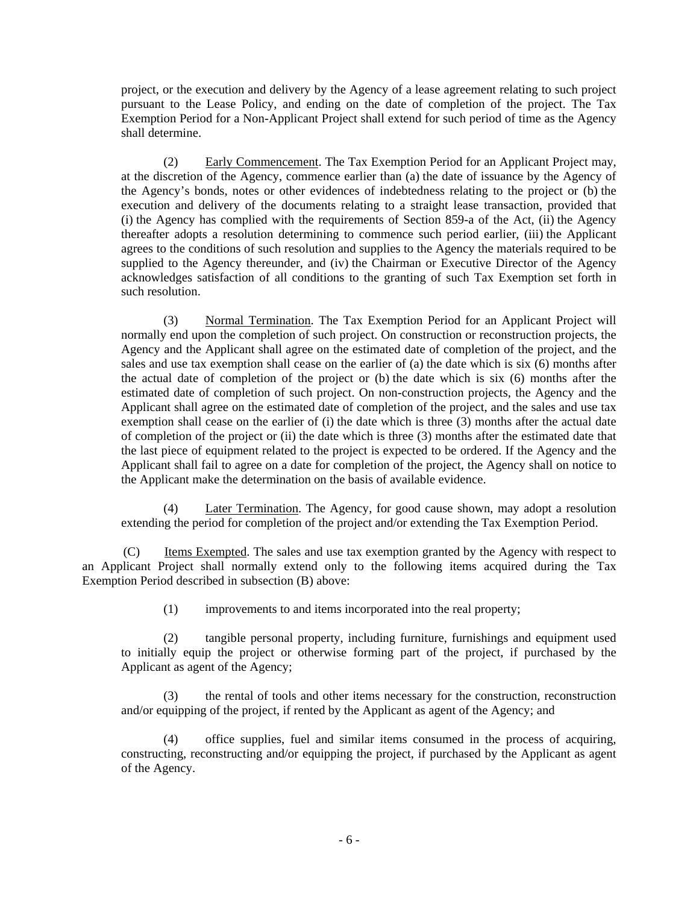project, or the execution and delivery by the Agency of a lease agreement relating to such project pursuant to the Lease Policy, and ending on the date of completion of the project. The Tax Exemption Period for a Non-Applicant Project shall extend for such period of time as the Agency shall determine.

(2) Early Commencement. The Tax Exemption Period for an Applicant Project may, at the discretion of the Agency, commence earlier than (a) the date of issuance by the Agency of the Agency's bonds, notes or other evidences of indebtedness relating to the project or (b) the execution and delivery of the documents relating to a straight lease transaction, provided that (i) the Agency has complied with the requirements of Section 859-a of the Act, (ii) the Agency thereafter adopts a resolution determining to commence such period earlier, (iii) the Applicant agrees to the conditions of such resolution and supplies to the Agency the materials required to be supplied to the Agency thereunder, and (iv) the Chairman or Executive Director of the Agency acknowledges satisfaction of all conditions to the granting of such Tax Exemption set forth in such resolution.

(3) Normal Termination. The Tax Exemption Period for an Applicant Project will normally end upon the completion of such project. On construction or reconstruction projects, the Agency and the Applicant shall agree on the estimated date of completion of the project, and the sales and use tax exemption shall cease on the earlier of (a) the date which is six (6) months after the actual date of completion of the project or (b) the date which is six (6) months after the estimated date of completion of such project. On non-construction projects, the Agency and the Applicant shall agree on the estimated date of completion of the project, and the sales and use tax exemption shall cease on the earlier of (i) the date which is three (3) months after the actual date of completion of the project or (ii) the date which is three (3) months after the estimated date that the last piece of equipment related to the project is expected to be ordered. If the Agency and the Applicant shall fail to agree on a date for completion of the project, the Agency shall on notice to the Applicant make the determination on the basis of available evidence.

(4) Later Termination. The Agency, for good cause shown, may adopt a resolution extending the period for completion of the project and/or extending the Tax Exemption Period.

(C) Items Exempted. The sales and use tax exemption granted by the Agency with respect to an Applicant Project shall normally extend only to the following items acquired during the Tax Exemption Period described in subsection (B) above:

(1) improvements to and items incorporated into the real property;

(2) tangible personal property, including furniture, furnishings and equipment used to initially equip the project or otherwise forming part of the project, if purchased by the Applicant as agent of the Agency;

(3) the rental of tools and other items necessary for the construction, reconstruction and/or equipping of the project, if rented by the Applicant as agent of the Agency; and

(4) office supplies, fuel and similar items consumed in the process of acquiring, constructing, reconstructing and/or equipping the project, if purchased by the Applicant as agent of the Agency.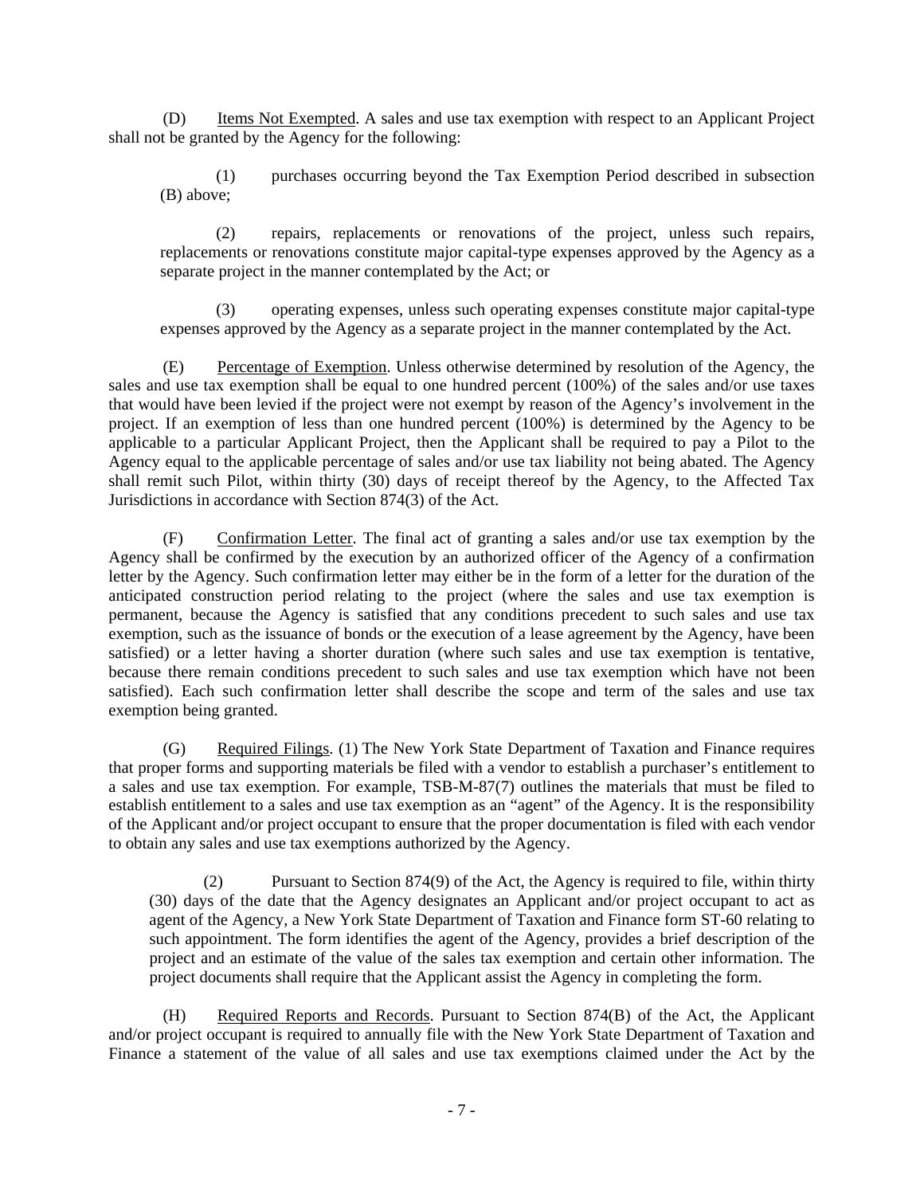(D) Items Not Exempted. A sales and use tax exemption with respect to an Applicant Project shall not be granted by the Agency for the following:

(1) purchases occurring beyond the Tax Exemption Period described in subsection (B) above;

(2) repairs, replacements or renovations of the project, unless such repairs, replacements or renovations constitute major capital-type expenses approved by the Agency as a separate project in the manner contemplated by the Act; or

(3) operating expenses, unless such operating expenses constitute major capital-type expenses approved by the Agency as a separate project in the manner contemplated by the Act.

(E) Percentage of Exemption. Unless otherwise determined by resolution of the Agency, the sales and use tax exemption shall be equal to one hundred percent (100%) of the sales and/or use taxes that would have been levied if the project were not exempt by reason of the Agency's involvement in the project. If an exemption of less than one hundred percent (100%) is determined by the Agency to be applicable to a particular Applicant Project, then the Applicant shall be required to pay a Pilot to the Agency equal to the applicable percentage of sales and/or use tax liability not being abated. The Agency shall remit such Pilot, within thirty (30) days of receipt thereof by the Agency, to the Affected Tax Jurisdictions in accordance with Section 874(3) of the Act.

(F) Confirmation Letter. The final act of granting a sales and/or use tax exemption by the Agency shall be confirmed by the execution by an authorized officer of the Agency of a confirmation letter by the Agency. Such confirmation letter may either be in the form of a letter for the duration of the anticipated construction period relating to the project (where the sales and use tax exemption is permanent, because the Agency is satisfied that any conditions precedent to such sales and use tax exemption, such as the issuance of bonds or the execution of a lease agreement by the Agency, have been satisfied) or a letter having a shorter duration (where such sales and use tax exemption is tentative, because there remain conditions precedent to such sales and use tax exemption which have not been satisfied). Each such confirmation letter shall describe the scope and term of the sales and use tax exemption being granted.

(G) Required Filings. (1) The New York State Department of Taxation and Finance requires that proper forms and supporting materials be filed with a vendor to establish a purchaser's entitlement to a sales and use tax exemption. For example, TSB-M-87(7) outlines the materials that must be filed to establish entitlement to a sales and use tax exemption as an "agent" of the Agency. It is the responsibility of the Applicant and/or project occupant to ensure that the proper documentation is filed with each vendor to obtain any sales and use tax exemptions authorized by the Agency.

(2) Pursuant to Section 874(9) of the Act, the Agency is required to file, within thirty (30) days of the date that the Agency designates an Applicant and/or project occupant to act as agent of the Agency, a New York State Department of Taxation and Finance form ST-60 relating to such appointment. The form identifies the agent of the Agency, provides a brief description of the project and an estimate of the value of the sales tax exemption and certain other information. The project documents shall require that the Applicant assist the Agency in completing the form.

(H) Required Reports and Records. Pursuant to Section 874(B) of the Act, the Applicant and/or project occupant is required to annually file with the New York State Department of Taxation and Finance a statement of the value of all sales and use tax exemptions claimed under the Act by the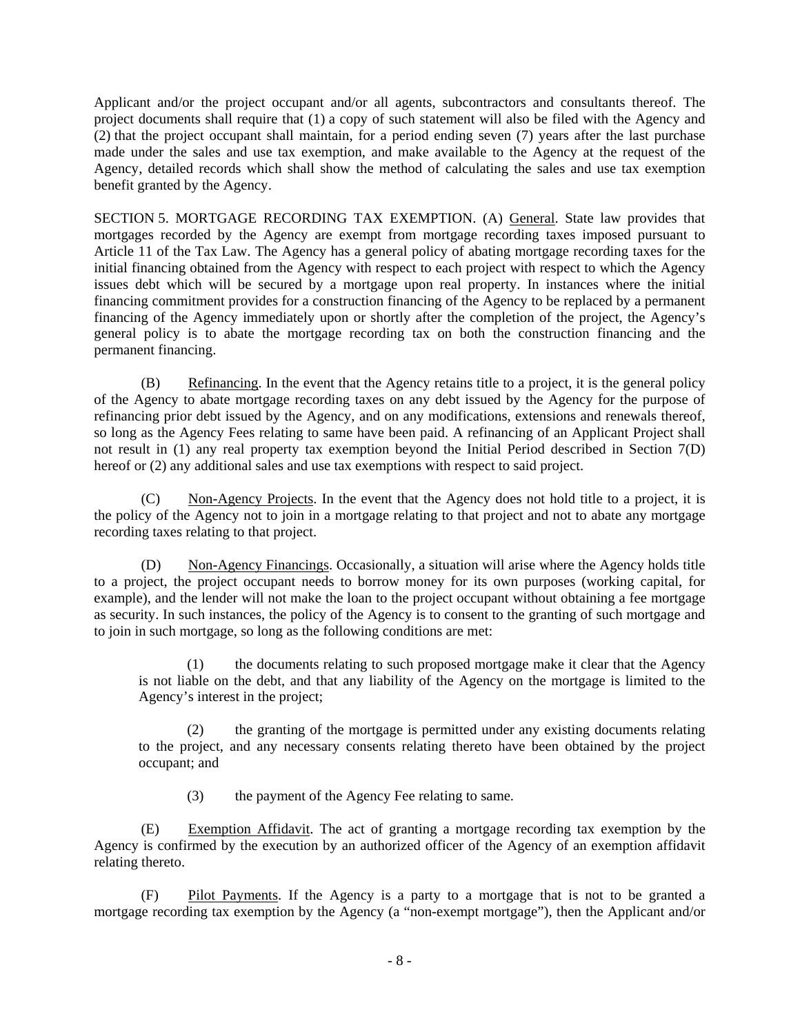Applicant and/or the project occupant and/or all agents, subcontractors and consultants thereof. The project documents shall require that (1) a copy of such statement will also be filed with the Agency and (2) that the project occupant shall maintain, for a period ending seven (7) years after the last purchase made under the sales and use tax exemption, and make available to the Agency at the request of the Agency, detailed records which shall show the method of calculating the sales and use tax exemption benefit granted by the Agency.

SECTION 5. MORTGAGE RECORDING TAX EXEMPTION. (A) General. State law provides that mortgages recorded by the Agency are exempt from mortgage recording taxes imposed pursuant to Article 11 of the Tax Law. The Agency has a general policy of abating mortgage recording taxes for the initial financing obtained from the Agency with respect to each project with respect to which the Agency issues debt which will be secured by a mortgage upon real property. In instances where the initial financing commitment provides for a construction financing of the Agency to be replaced by a permanent financing of the Agency immediately upon or shortly after the completion of the project, the Agency's general policy is to abate the mortgage recording tax on both the construction financing and the permanent financing.

(B) Refinancing. In the event that the Agency retains title to a project, it is the general policy of the Agency to abate mortgage recording taxes on any debt issued by the Agency for the purpose of refinancing prior debt issued by the Agency, and on any modifications, extensions and renewals thereof, so long as the Agency Fees relating to same have been paid. A refinancing of an Applicant Project shall not result in (1) any real property tax exemption beyond the Initial Period described in Section 7(D) hereof or (2) any additional sales and use tax exemptions with respect to said project.

(C) Non-Agency Projects. In the event that the Agency does not hold title to a project, it is the policy of the Agency not to join in a mortgage relating to that project and not to abate any mortgage recording taxes relating to that project.

(D) Non-Agency Financings. Occasionally, a situation will arise where the Agency holds title to a project, the project occupant needs to borrow money for its own purposes (working capital, for example), and the lender will not make the loan to the project occupant without obtaining a fee mortgage as security. In such instances, the policy of the Agency is to consent to the granting of such mortgage and to join in such mortgage, so long as the following conditions are met:

(1) the documents relating to such proposed mortgage make it clear that the Agency is not liable on the debt, and that any liability of the Agency on the mortgage is limited to the Agency's interest in the project;

(2) the granting of the mortgage is permitted under any existing documents relating to the project, and any necessary consents relating thereto have been obtained by the project occupant; and

(3) the payment of the Agency Fee relating to same.

(E) Exemption Affidavit. The act of granting a mortgage recording tax exemption by the Agency is confirmed by the execution by an authorized officer of the Agency of an exemption affidavit relating thereto.

(F) Pilot Payments. If the Agency is a party to a mortgage that is not to be granted a mortgage recording tax exemption by the Agency (a "non-exempt mortgage"), then the Applicant and/or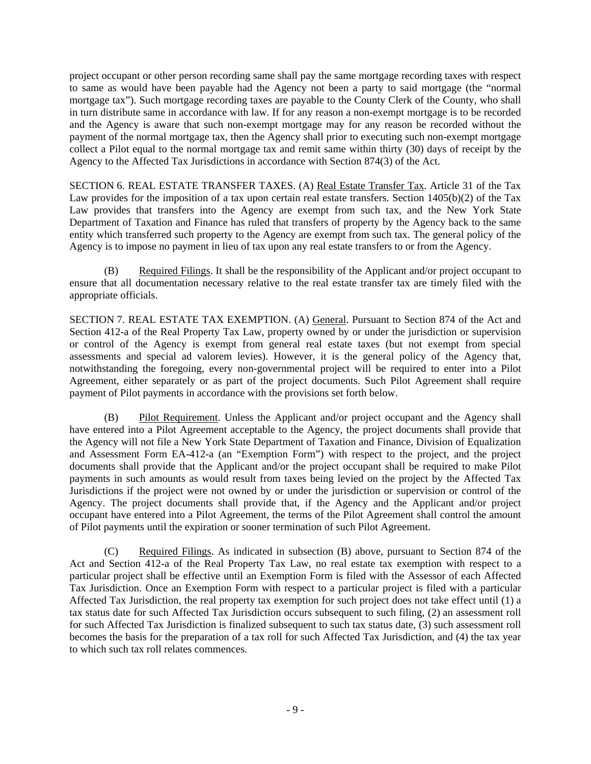project occupant or other person recording same shall pay the same mortgage recording taxes with respect to same as would have been payable had the Agency not been a party to said mortgage (the "normal mortgage tax"). Such mortgage recording taxes are payable to the County Clerk of the County, who shall in turn distribute same in accordance with law. If for any reason a non-exempt mortgage is to be recorded and the Agency is aware that such non-exempt mortgage may for any reason be recorded without the payment of the normal mortgage tax, then the Agency shall prior to executing such non-exempt mortgage collect a Pilot equal to the normal mortgage tax and remit same within thirty (30) days of receipt by the Agency to the Affected Tax Jurisdictions in accordance with Section 874(3) of the Act.

SECTION 6. REAL ESTATE TRANSFER TAXES. (A) Real Estate Transfer Tax. Article 31 of the Tax Law provides for the imposition of a tax upon certain real estate transfers. Section 1405(b)(2) of the Tax Law provides that transfers into the Agency are exempt from such tax, and the New York State Department of Taxation and Finance has ruled that transfers of property by the Agency back to the same entity which transferred such property to the Agency are exempt from such tax. The general policy of the Agency is to impose no payment in lieu of tax upon any real estate transfers to or from the Agency.

(B) Required Filings. It shall be the responsibility of the Applicant and/or project occupant to ensure that all documentation necessary relative to the real estate transfer tax are timely filed with the appropriate officials.

SECTION 7. REAL ESTATE TAX EXEMPTION. (A) General. Pursuant to Section 874 of the Act and Section 412-a of the Real Property Tax Law, property owned by or under the jurisdiction or supervision or control of the Agency is exempt from general real estate taxes (but not exempt from special assessments and special ad valorem levies). However, it is the general policy of the Agency that, notwithstanding the foregoing, every non-governmental project will be required to enter into a Pilot Agreement, either separately or as part of the project documents. Such Pilot Agreement shall require payment of Pilot payments in accordance with the provisions set forth below.

(B) Pilot Requirement. Unless the Applicant and/or project occupant and the Agency shall have entered into a Pilot Agreement acceptable to the Agency, the project documents shall provide that the Agency will not file a New York State Department of Taxation and Finance, Division of Equalization and Assessment Form EA-412-a (an "Exemption Form") with respect to the project, and the project documents shall provide that the Applicant and/or the project occupant shall be required to make Pilot payments in such amounts as would result from taxes being levied on the project by the Affected Tax Jurisdictions if the project were not owned by or under the jurisdiction or supervision or control of the Agency. The project documents shall provide that, if the Agency and the Applicant and/or project occupant have entered into a Pilot Agreement, the terms of the Pilot Agreement shall control the amount of Pilot payments until the expiration or sooner termination of such Pilot Agreement.

(C) Required Filings. As indicated in subsection (B) above, pursuant to Section 874 of the Act and Section 412-a of the Real Property Tax Law, no real estate tax exemption with respect to a particular project shall be effective until an Exemption Form is filed with the Assessor of each Affected Tax Jurisdiction. Once an Exemption Form with respect to a particular project is filed with a particular Affected Tax Jurisdiction, the real property tax exemption for such project does not take effect until (1) a tax status date for such Affected Tax Jurisdiction occurs subsequent to such filing, (2) an assessment roll for such Affected Tax Jurisdiction is finalized subsequent to such tax status date, (3) such assessment roll becomes the basis for the preparation of a tax roll for such Affected Tax Jurisdiction, and (4) the tax year to which such tax roll relates commences.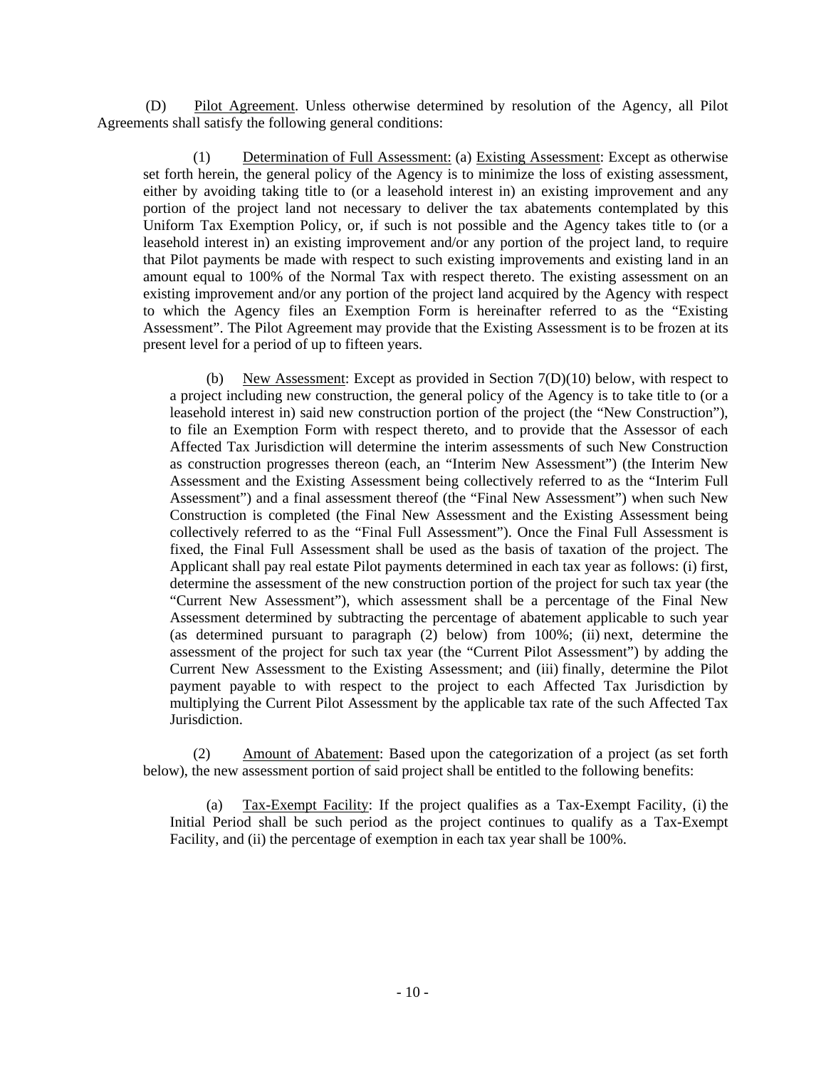(D) Pilot Agreement. Unless otherwise determined by resolution of the Agency, all Pilot Agreements shall satisfy the following general conditions:

(1) Determination of Full Assessment: (a) Existing Assessment: Except as otherwise set forth herein, the general policy of the Agency is to minimize the loss of existing assessment, either by avoiding taking title to (or a leasehold interest in) an existing improvement and any portion of the project land not necessary to deliver the tax abatements contemplated by this Uniform Tax Exemption Policy, or, if such is not possible and the Agency takes title to (or a leasehold interest in) an existing improvement and/or any portion of the project land, to require that Pilot payments be made with respect to such existing improvements and existing land in an amount equal to 100% of the Normal Tax with respect thereto. The existing assessment on an existing improvement and/or any portion of the project land acquired by the Agency with respect to which the Agency files an Exemption Form is hereinafter referred to as the "Existing Assessment". The Pilot Agreement may provide that the Existing Assessment is to be frozen at its present level for a period of up to fifteen years.

(b) New Assessment: Except as provided in Section 7(D)(10) below, with respect to a project including new construction, the general policy of the Agency is to take title to (or a leasehold interest in) said new construction portion of the project (the "New Construction"), to file an Exemption Form with respect thereto, and to provide that the Assessor of each Affected Tax Jurisdiction will determine the interim assessments of such New Construction as construction progresses thereon (each, an "Interim New Assessment") (the Interim New Assessment and the Existing Assessment being collectively referred to as the "Interim Full Assessment") and a final assessment thereof (the "Final New Assessment") when such New Construction is completed (the Final New Assessment and the Existing Assessment being collectively referred to as the "Final Full Assessment"). Once the Final Full Assessment is fixed, the Final Full Assessment shall be used as the basis of taxation of the project. The Applicant shall pay real estate Pilot payments determined in each tax year as follows: (i) first, determine the assessment of the new construction portion of the project for such tax year (the "Current New Assessment"), which assessment shall be a percentage of the Final New Assessment determined by subtracting the percentage of abatement applicable to such year (as determined pursuant to paragraph (2) below) from 100%; (ii) next, determine the assessment of the project for such tax year (the "Current Pilot Assessment") by adding the Current New Assessment to the Existing Assessment; and (iii) finally, determine the Pilot payment payable to with respect to the project to each Affected Tax Jurisdiction by multiplying the Current Pilot Assessment by the applicable tax rate of the such Affected Tax Jurisdiction.

(2) Amount of Abatement: Based upon the categorization of a project (as set forth below), the new assessment portion of said project shall be entitled to the following benefits:

(a) Tax-Exempt Facility: If the project qualifies as a Tax-Exempt Facility, (i) the Initial Period shall be such period as the project continues to qualify as a Tax-Exempt Facility, and (ii) the percentage of exemption in each tax year shall be 100%.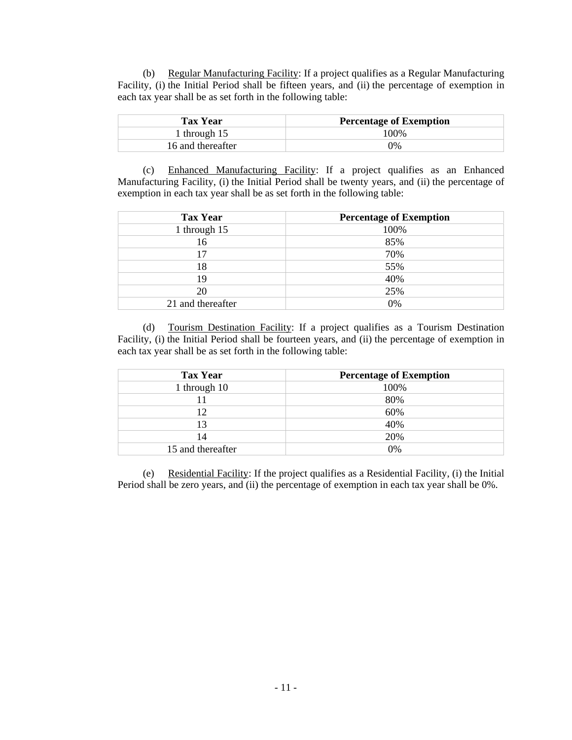(b) <u>Regular Manufacturing Facility</u>: If a project qualifies as a Regular Manufacturing Facility, (i) the Initial Period shall be fifteen years, and (ii) the percentage of exemption in each tax year shall be as set forth in the following table:

| Tax Year | Percentage of Exemption |
|---|---|
| 1 through 15 | 100% |
| 16 and thereafter | 0% |

(c) <u>Enhanced Manufacturing Facility</u>: If a project qualifies as an Enhanced Manufacturing Facility, (i) the Initial Period shall be twenty years, and (ii) the percentage of exemption in each tax year shall be as set forth in the following table:

| Tax Year | Percentage of Exemption |
|---|---|
| 1 through 15 | 100% |
| 16 | 85% |
| 17 | 70% |
| 18 | 55% |
| 19 | 40% |
| 20 | 25% |
| 21 and thereafter | 0% |

(d) <u>Tourism Destination Facility</u>: If a project qualifies as a Tourism Destination Facility, (i) the Initial Period shall be fourteen years, and (ii) the percentage of exemption in each tax year shall be as set forth in the following table:

| Tax Year | Percentage of Exemption |
|---|---|
| 1 through 10 | 100% |
| 11 | 80% |
| 12 | 60% |
| 13 | 40% |
| 14 | 20% |
| 15 and thereafter | 0% |

(e) <u>Residential Facility</u>: If the project qualifies as a Residential Facility, (i) the Initial Period shall be zero years, and (ii) the percentage of exemption in each tax year shall be 0%.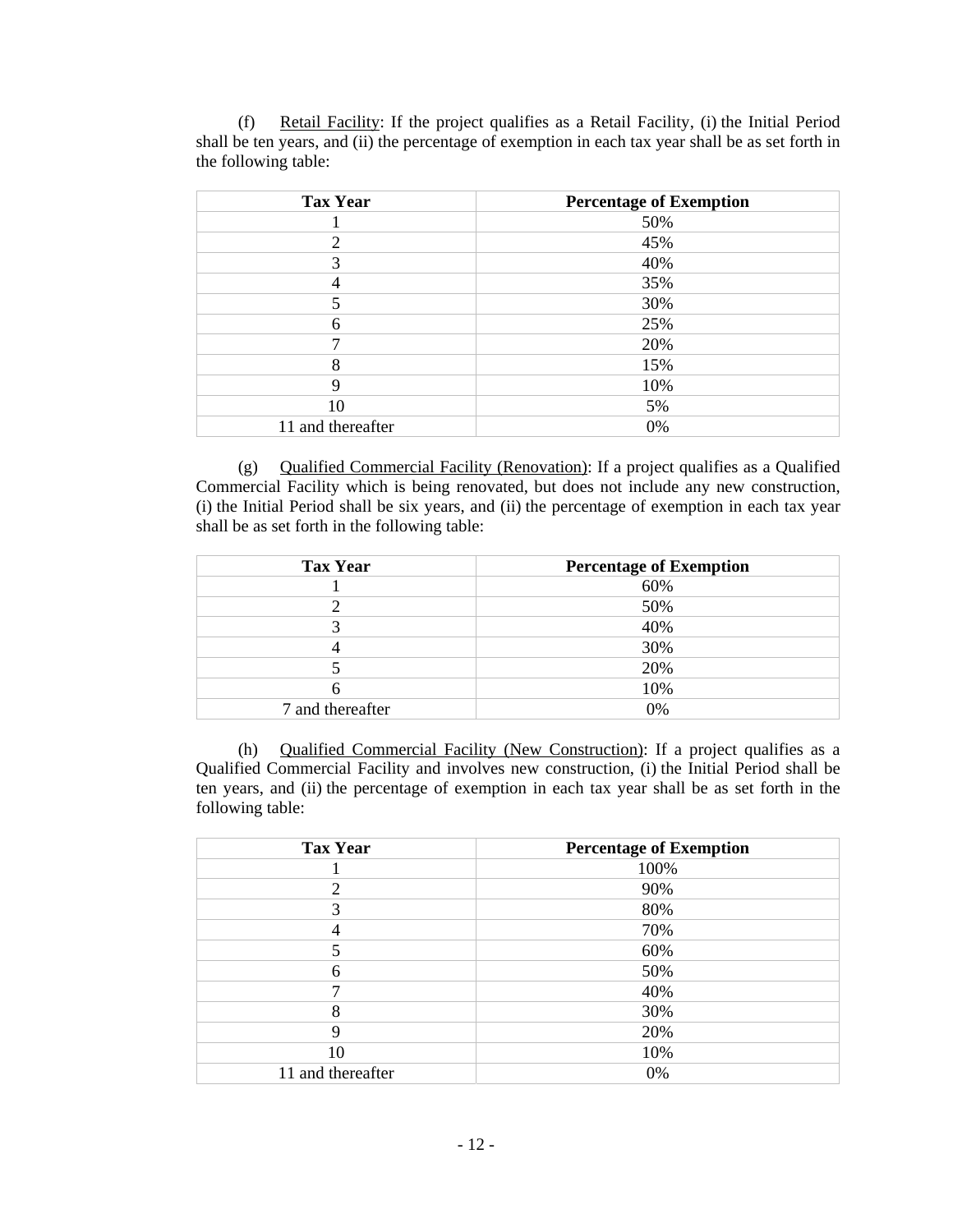(f) Retail Facility: If the project qualifies as a Retail Facility, (i) the Initial Period shall be ten years, and (ii) the percentage of exemption in each tax year shall be as set forth in the following table:

| Tax Year | Percentage of Exemption |
|---|---|
| 1 | 50% |
| 2 | 45% |
| 3 | 40% |
| 4 | 35% |
| 5 | 30% |
| 6 | 25% |
| 7 | 20% |
| 8 | 15% |
| 9 | 10% |
| 10 | 5% |
| 11 and thereafter | 0% |

(g) Qualified Commercial Facility (Renovation): If a project qualifies as a Qualified Commercial Facility which is being renovated, but does not include any new construction, (i) the Initial Period shall be six years, and (ii) the percentage of exemption in each tax year shall be as set forth in the following table:

| Tax Year | Percentage of Exemption |
|---|---|
| 1 | 60% |
| 2 | 50% |
| 3 | 40% |
| 4 | 30% |
| 5 | 20% |
| 6 | 10% |
| 7 and thereafter | 0% |

(h) Qualified Commercial Facility (New Construction): If a project qualifies as a Qualified Commercial Facility and involves new construction, (i) the Initial Period shall be ten years, and (ii) the percentage of exemption in each tax year shall be as set forth in the following table:

| Tax Year | Percentage of Exemption |
|---|---|
| 1 | 100% |
| 2 | 90% |
| 3 | 80% |
| 4 | 70% |
| 5 | 60% |
| 6 | 50% |
| 7 | 40% |
| 8 | 30% |
| 9 | 20% |
| 10 | 10% |
| 11 and thereafter | 0% |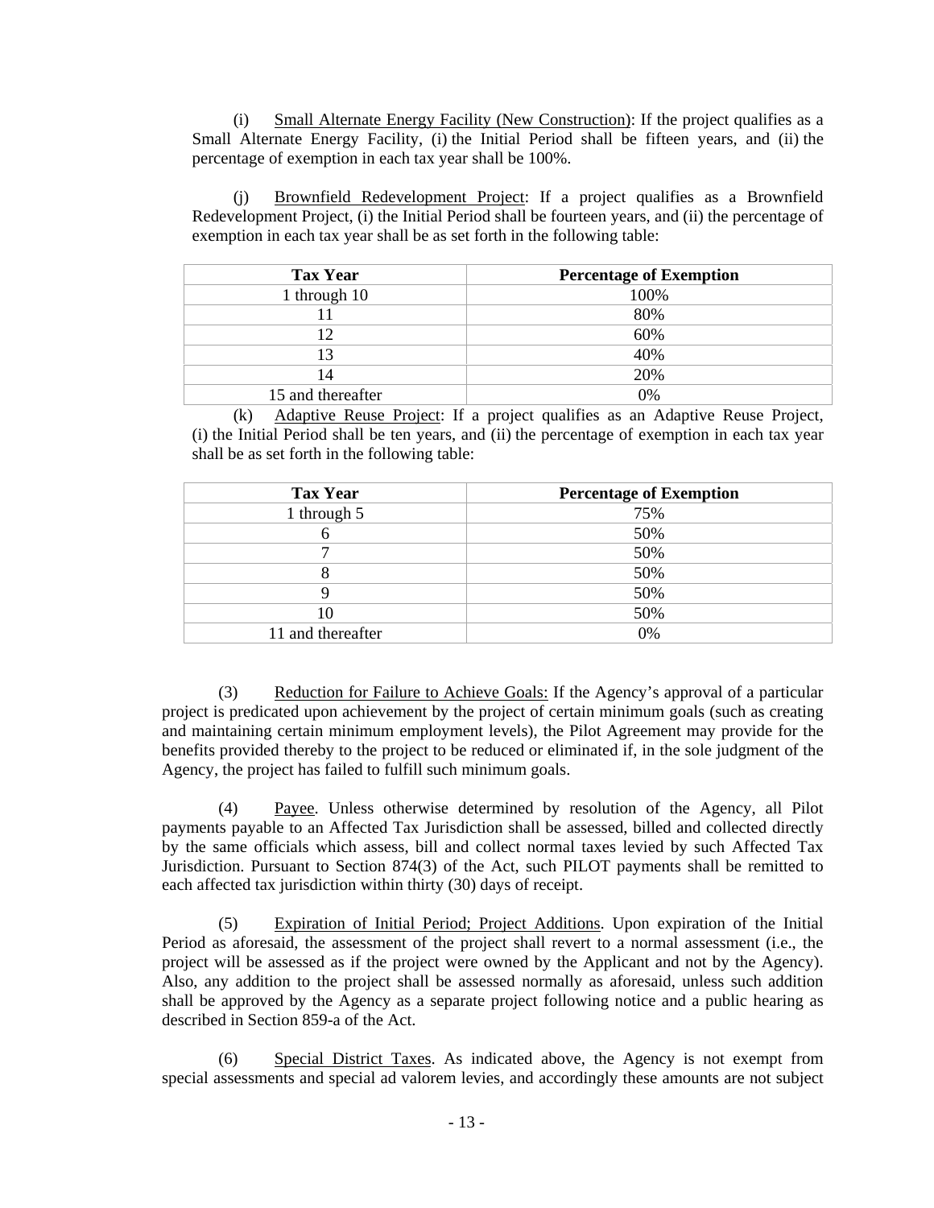(i) <u>Small Alternate Energy Facility (New Construction)</u>: If the project qualifies as a Small Alternate Energy Facility, (i) the Initial Period shall be fifteen years, and (ii) the percentage of exemption in each tax year shall be 100%.

(j) <u>Brownfield Redevelopment Project</u>: If a project qualifies as a Brownfield Redevelopment Project, (i) the Initial Period shall be fourteen years, and (ii) the percentage of exemption in each tax year shall be as set forth in the following table:

| Tax Year | Percentage of Exemption |
|---|---|
| 1 through 10 | 100% |
| 11 | 80% |
| 12 | 60% |
| 13 | 40% |
| 14 | 20% |
| 15 and thereafter | 0% |

(k) <u>Adaptive Reuse Project</u>: If a project qualifies as an Adaptive Reuse Project, (i) the Initial Period shall be ten years, and (ii) the percentage of exemption in each tax year shall be as set forth in the following table:

| Tax Year | Percentage of Exemption |
|---|---|
| 1 through 5 | 75% |
| 6 | 50% |
| 7 | 50% |
| 8 | 50% |
| 9 | 50% |
| 10 | 50% |
| 11 and thereafter | 0% |

(3) <u>Reduction for Failure to Achieve Goals:</u> If the Agency's approval of a particular project is predicated upon achievement by the project of certain minimum goals (such as creating and maintaining certain minimum employment levels), the Pilot Agreement may provide for the benefits provided thereby to the project to be reduced or eliminated if, in the sole judgment of the Agency, the project has failed to fulfill such minimum goals.

(4) <u>Payee</u>. Unless otherwise determined by resolution of the Agency, all Pilot payments payable to an Affected Tax Jurisdiction shall be assessed, billed and collected directly by the same officials which assess, bill and collect normal taxes levied by such Affected Tax Jurisdiction. Pursuant to Section 874(3) of the Act, such PILOT payments shall be remitted to each affected tax jurisdiction within thirty (30) days of receipt.

(5) <u>Expiration of Initial Period; Project Additions</u>. Upon expiration of the Initial Period as aforesaid, the assessment of the project shall revert to a normal assessment (i.e., the project will be assessed as if the project were owned by the Applicant and not by the Agency). Also, any addition to the project shall be assessed normally as aforesaid, unless such addition shall be approved by the Agency as a separate project following notice and a public hearing as described in Section 859-a of the Act.

(6) <u>Special District Taxes</u>. As indicated above, the Agency is not exempt from special assessments and special ad valorem levies, and accordingly these amounts are not subject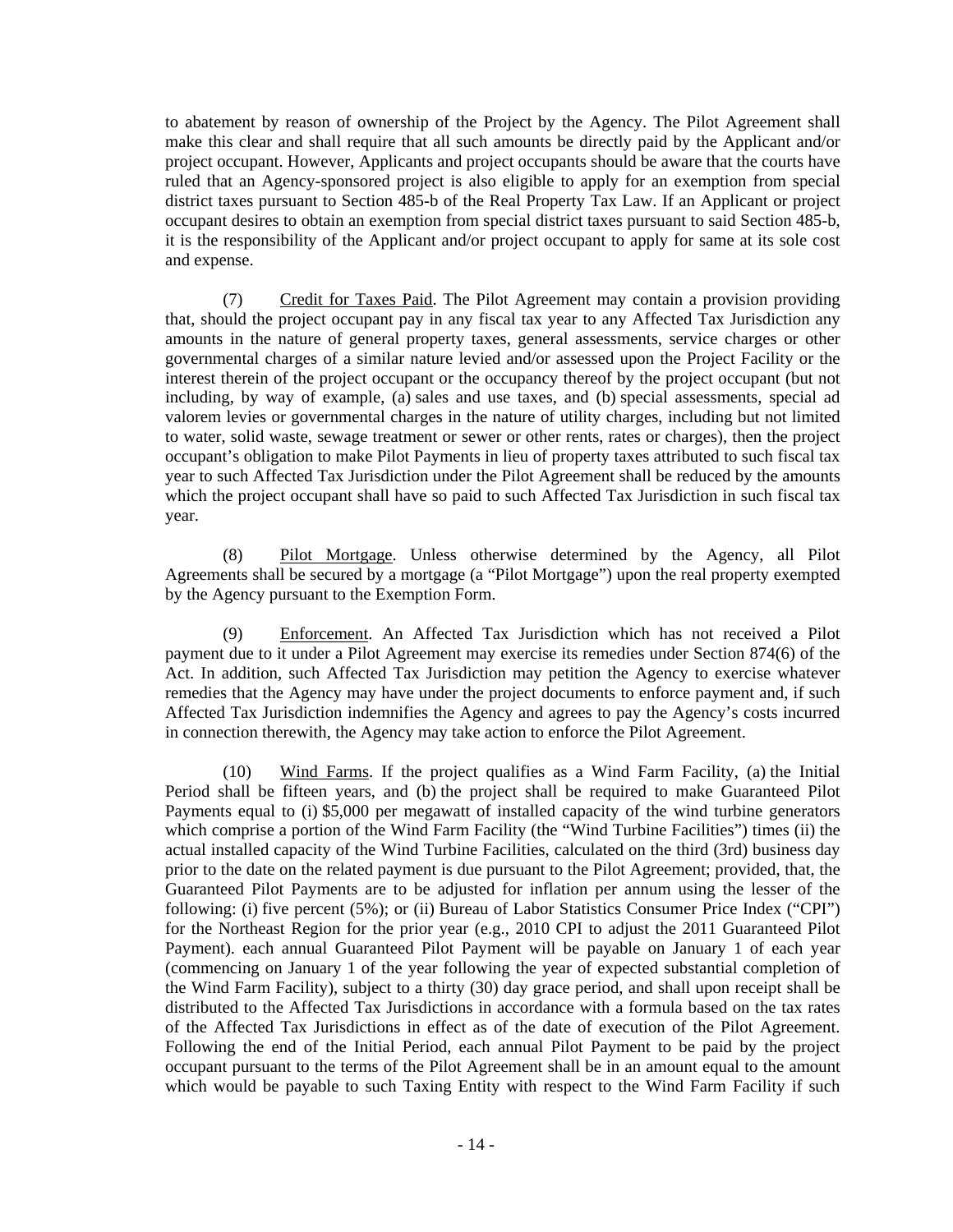to abatement by reason of ownership of the Project by the Agency. The Pilot Agreement shall make this clear and shall require that all such amounts be directly paid by the Applicant and/or project occupant. However, Applicants and project occupants should be aware that the courts have ruled that an Agency-sponsored project is also eligible to apply for an exemption from special district taxes pursuant to Section 485-b of the Real Property Tax Law. If an Applicant or project occupant desires to obtain an exemption from special district taxes pursuant to said Section 485-b, it is the responsibility of the Applicant and/or project occupant to apply for same at its sole cost and expense.

(7) Credit for Taxes Paid. The Pilot Agreement may contain a provision providing that, should the project occupant pay in any fiscal tax year to any Affected Tax Jurisdiction any amounts in the nature of general property taxes, general assessments, service charges or other governmental charges of a similar nature levied and/or assessed upon the Project Facility or the interest therein of the project occupant or the occupancy thereof by the project occupant (but not including, by way of example, (a) sales and use taxes, and (b) special assessments, special ad valorem levies or governmental charges in the nature of utility charges, including but not limited to water, solid waste, sewage treatment or sewer or other rents, rates or charges), then the project occupant's obligation to make Pilot Payments in lieu of property taxes attributed to such fiscal tax year to such Affected Tax Jurisdiction under the Pilot Agreement shall be reduced by the amounts which the project occupant shall have so paid to such Affected Tax Jurisdiction in such fiscal tax year.

(8) Pilot Mortgage. Unless otherwise determined by the Agency, all Pilot Agreements shall be secured by a mortgage (a "Pilot Mortgage") upon the real property exempted by the Agency pursuant to the Exemption Form.

(9) Enforcement. An Affected Tax Jurisdiction which has not received a Pilot payment due to it under a Pilot Agreement may exercise its remedies under Section 874(6) of the Act. In addition, such Affected Tax Jurisdiction may petition the Agency to exercise whatever remedies that the Agency may have under the project documents to enforce payment and, if such Affected Tax Jurisdiction indemnifies the Agency and agrees to pay the Agency's costs incurred in connection therewith, the Agency may take action to enforce the Pilot Agreement.

(10) Wind Farms. If the project qualifies as a Wind Farm Facility, (a) the Initial Period shall be fifteen years, and (b) the project shall be required to make Guaranteed Pilot Payments equal to (i) $5,000 per megawatt of installed capacity of the wind turbine generators which comprise a portion of the Wind Farm Facility (the "Wind Turbine Facilities") times (ii) the actual installed capacity of the Wind Turbine Facilities, calculated on the third (3rd) business day prior to the date on the related payment is due pursuant to the Pilot Agreement; provided, that, the Guaranteed Pilot Payments are to be adjusted for inflation per annum using the lesser of the following: (i) five percent (5%); or (ii) Bureau of Labor Statistics Consumer Price Index ("CPI") for the Northeast Region for the prior year (e.g., 2010 CPI to adjust the 2011 Guaranteed Pilot Payment). each annual Guaranteed Pilot Payment will be payable on January 1 of each year (commencing on January 1 of the year following the year of expected substantial completion of the Wind Farm Facility), subject to a thirty (30) day grace period, and shall upon receipt shall be distributed to the Affected Tax Jurisdictions in accordance with a formula based on the tax rates of the Affected Tax Jurisdictions in effect as of the date of execution of the Pilot Agreement. Following the end of the Initial Period, each annual Pilot Payment to be paid by the project occupant pursuant to the terms of the Pilot Agreement shall be in an amount equal to the amount which would be payable to such Taxing Entity with respect to the Wind Farm Facility if such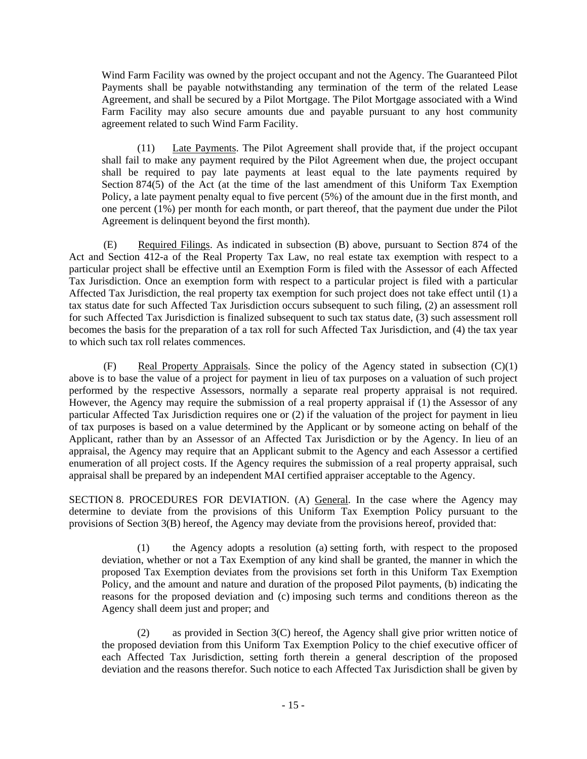Wind Farm Facility was owned by the project occupant and not the Agency. The Guaranteed Pilot Payments shall be payable notwithstanding any termination of the term of the related Lease Agreement, and shall be secured by a Pilot Mortgage. The Pilot Mortgage associated with a Wind Farm Facility may also secure amounts due and payable pursuant to any host community agreement related to such Wind Farm Facility.

(11) Late Payments. The Pilot Agreement shall provide that, if the project occupant shall fail to make any payment required by the Pilot Agreement when due, the project occupant shall be required to pay late payments at least equal to the late payments required by Section 874(5) of the Act (at the time of the last amendment of this Uniform Tax Exemption Policy, a late payment penalty equal to five percent (5%) of the amount due in the first month, and one percent (1%) per month for each month, or part thereof, that the payment due under the Pilot Agreement is delinquent beyond the first month).

(E) Required Filings. As indicated in subsection (B) above, pursuant to Section 874 of the Act and Section 412-a of the Real Property Tax Law, no real estate tax exemption with respect to a particular project shall be effective until an Exemption Form is filed with the Assessor of each Affected Tax Jurisdiction. Once an exemption form with respect to a particular project is filed with a particular Affected Tax Jurisdiction, the real property tax exemption for such project does not take effect until (1) a tax status date for such Affected Tax Jurisdiction occurs subsequent to such filing, (2) an assessment roll for such Affected Tax Jurisdiction is finalized subsequent to such tax status date, (3) such assessment roll becomes the basis for the preparation of a tax roll for such Affected Tax Jurisdiction, and (4) the tax year to which such tax roll relates commences.

(F) Real Property Appraisals. Since the policy of the Agency stated in subsection (C)(1) above is to base the value of a project for payment in lieu of tax purposes on a valuation of such project performed by the respective Assessors, normally a separate real property appraisal is not required. However, the Agency may require the submission of a real property appraisal if (1) the Assessor of any particular Affected Tax Jurisdiction requires one or (2) if the valuation of the project for payment in lieu of tax purposes is based on a value determined by the Applicant or by someone acting on behalf of the Applicant, rather than by an Assessor of an Affected Tax Jurisdiction or by the Agency. In lieu of an appraisal, the Agency may require that an Applicant submit to the Agency and each Assessor a certified enumeration of all project costs. If the Agency requires the submission of a real property appraisal, such appraisal shall be prepared by an independent MAI certified appraiser acceptable to the Agency.

SECTION 8. PROCEDURES FOR DEVIATION. (A) General. In the case where the Agency may determine to deviate from the provisions of this Uniform Tax Exemption Policy pursuant to the provisions of Section 3(B) hereof, the Agency may deviate from the provisions hereof, provided that:

(1) the Agency adopts a resolution (a) setting forth, with respect to the proposed deviation, whether or not a Tax Exemption of any kind shall be granted, the manner in which the proposed Tax Exemption deviates from the provisions set forth in this Uniform Tax Exemption Policy, and the amount and nature and duration of the proposed Pilot payments, (b) indicating the reasons for the proposed deviation and (c) imposing such terms and conditions thereon as the Agency shall deem just and proper; and

(2) as provided in Section 3(C) hereof, the Agency shall give prior written notice of the proposed deviation from this Uniform Tax Exemption Policy to the chief executive officer of each Affected Tax Jurisdiction, setting forth therein a general description of the proposed deviation and the reasons therefor. Such notice to each Affected Tax Jurisdiction shall be given by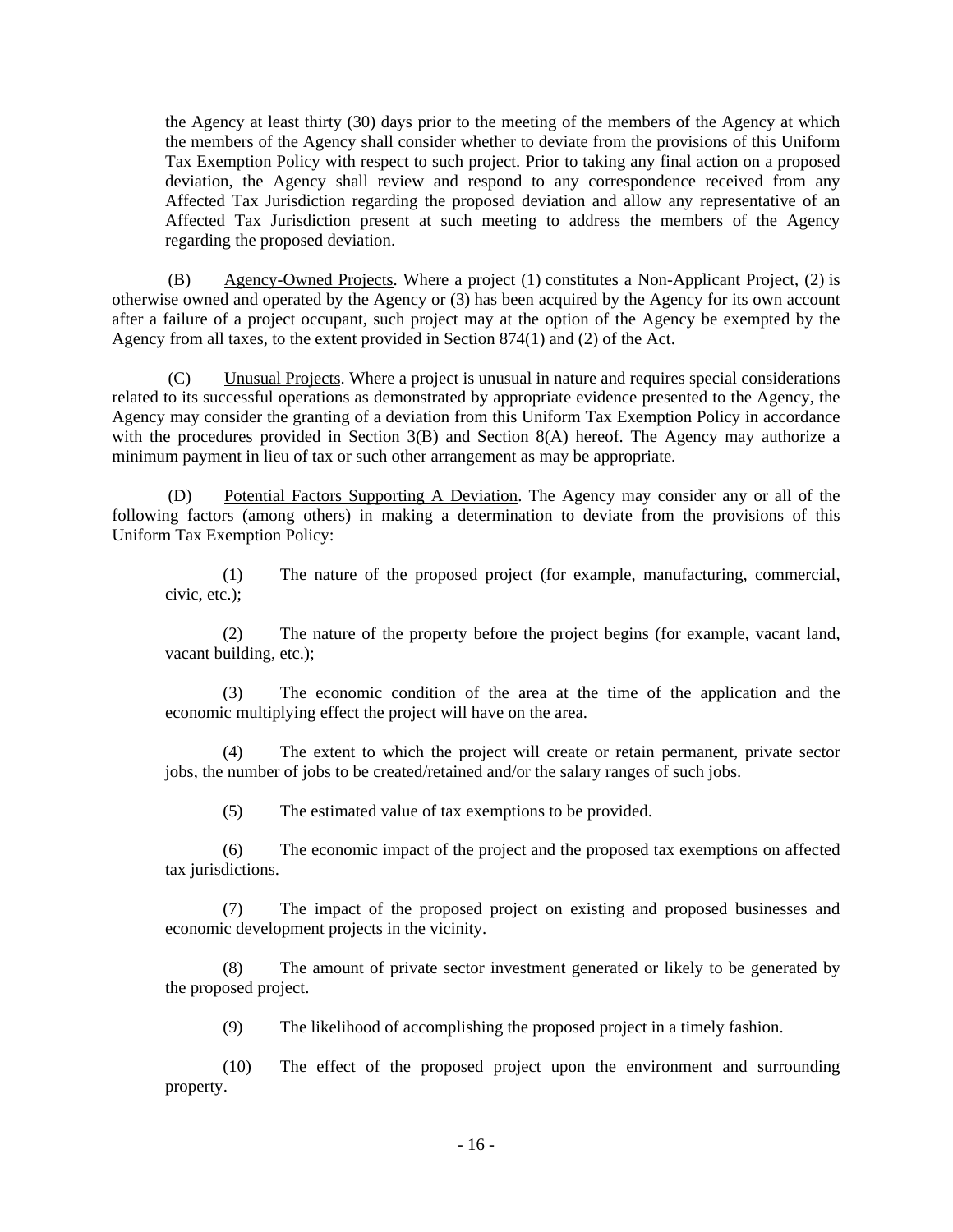the Agency at least thirty (30) days prior to the meeting of the members of the Agency at which the members of the Agency shall consider whether to deviate from the provisions of this Uniform Tax Exemption Policy with respect to such project. Prior to taking any final action on a proposed deviation, the Agency shall review and respond to any correspondence received from any Affected Tax Jurisdiction regarding the proposed deviation and allow any representative of an Affected Tax Jurisdiction present at such meeting to address the members of the Agency regarding the proposed deviation.

(B) Agency-Owned Projects. Where a project (1) constitutes a Non-Applicant Project, (2) is otherwise owned and operated by the Agency or (3) has been acquired by the Agency for its own account after a failure of a project occupant, such project may at the option of the Agency be exempted by the Agency from all taxes, to the extent provided in Section 874(1) and (2) of the Act.

(C) Unusual Projects. Where a project is unusual in nature and requires special considerations related to its successful operations as demonstrated by appropriate evidence presented to the Agency, the Agency may consider the granting of a deviation from this Uniform Tax Exemption Policy in accordance with the procedures provided in Section 3(B) and Section 8(A) hereof. The Agency may authorize a minimum payment in lieu of tax or such other arrangement as may be appropriate.

(D) Potential Factors Supporting A Deviation. The Agency may consider any or all of the following factors (among others) in making a determination to deviate from the provisions of this Uniform Tax Exemption Policy:

(1) The nature of the proposed project (for example, manufacturing, commercial, civic, etc.);

(2) The nature of the property before the project begins (for example, vacant land, vacant building, etc.);

(3) The economic condition of the area at the time of the application and the economic multiplying effect the project will have on the area.

(4) The extent to which the project will create or retain permanent, private sector jobs, the number of jobs to be created/retained and/or the salary ranges of such jobs.

(5) The estimated value of tax exemptions to be provided.

(6) The economic impact of the project and the proposed tax exemptions on affected tax jurisdictions.

(7) The impact of the proposed project on existing and proposed businesses and economic development projects in the vicinity.

(8) The amount of private sector investment generated or likely to be generated by the proposed project.

(9) The likelihood of accomplishing the proposed project in a timely fashion.

(10) The effect of the proposed project upon the environment and surrounding property.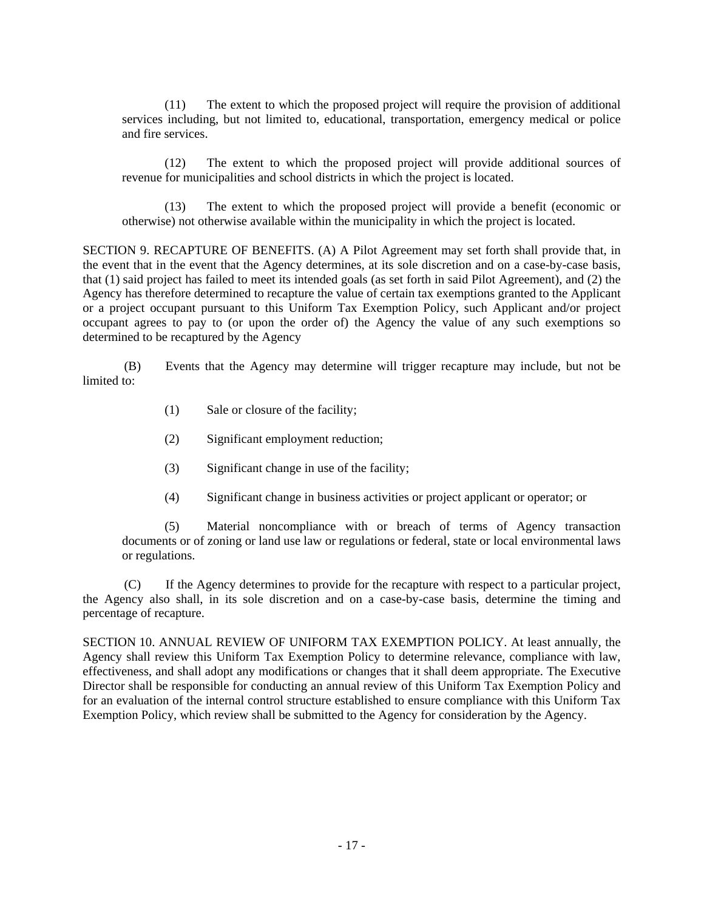(11) The extent to which the proposed project will require the provision of additional services including, but not limited to, educational, transportation, emergency medical or police and fire services.

(12) The extent to which the proposed project will provide additional sources of revenue for municipalities and school districts in which the project is located.

(13) The extent to which the proposed project will provide a benefit (economic or otherwise) not otherwise available within the municipality in which the project is located.

SECTION 9. RECAPTURE OF BENEFITS. (A) A Pilot Agreement may set forth shall provide that, in the event that in the event that the Agency determines, at its sole discretion and on a case-by-case basis, that (1) said project has failed to meet its intended goals (as set forth in said Pilot Agreement), and (2) the Agency has therefore determined to recapture the value of certain tax exemptions granted to the Applicant or a project occupant pursuant to this Uniform Tax Exemption Policy, such Applicant and/or project occupant agrees to pay to (or upon the order of) the Agency the value of any such exemptions so determined to be recaptured by the Agency

(B) Events that the Agency may determine will trigger recapture may include, but not be limited to:

(1) Sale or closure of the facility;

(2) Significant employment reduction;

(3) Significant change in use of the facility;

(4) Significant change in business activities or project applicant or operator; or

(5) Material noncompliance with or breach of terms of Agency transaction documents or of zoning or land use law or regulations or federal, state or local environmental laws or regulations.

(C) If the Agency determines to provide for the recapture with respect to a particular project, the Agency also shall, in its sole discretion and on a case-by-case basis, determine the timing and percentage of recapture.

SECTION 10. ANNUAL REVIEW OF UNIFORM TAX EXEMPTION POLICY. At least annually, the Agency shall review this Uniform Tax Exemption Policy to determine relevance, compliance with law, effectiveness, and shall adopt any modifications or changes that it shall deem appropriate. The Executive Director shall be responsible for conducting an annual review of this Uniform Tax Exemption Policy and for an evaluation of the internal control structure established to ensure compliance with this Uniform Tax Exemption Policy, which review shall be submitted to the Agency for consideration by the Agency.